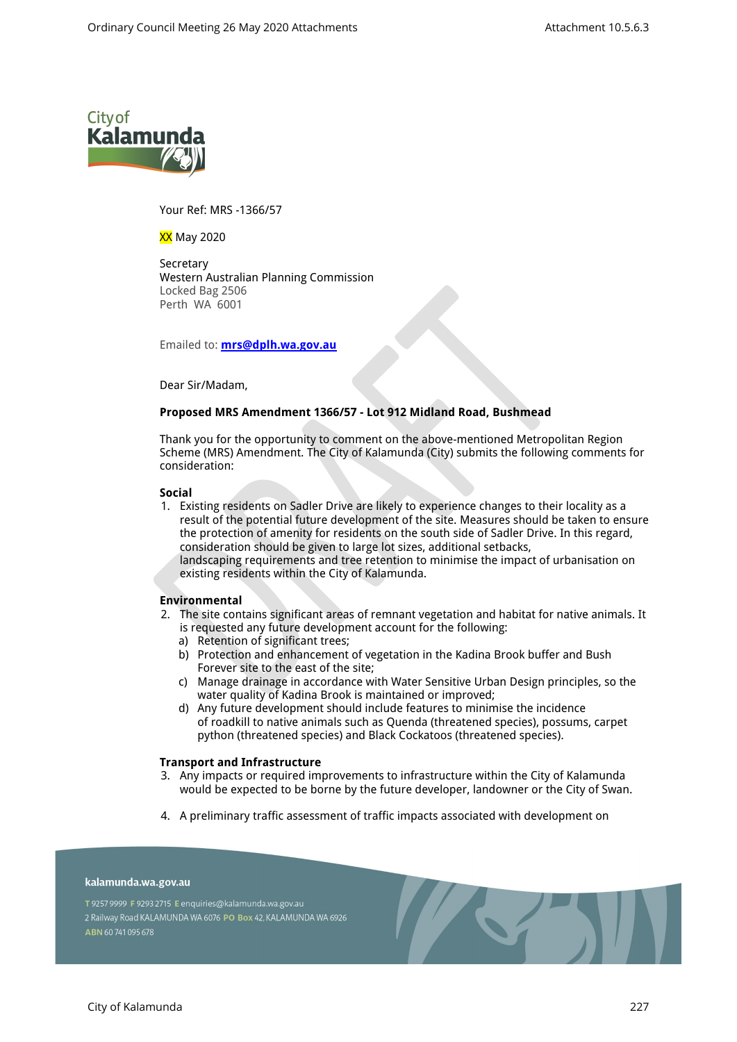City of Kalamunda

Your Ref: MRS -1366/57

XX May 2020

Secretary
Western Australian Planning Commission
Locked Bag 2506
Perth WA 6001

Emailed to: **mrs@dplh.wa.gov.au**

Dear Sir/Madam,

**Proposed MRS Amendment 1366/57 - Lot 912 Midland Road, Bushmead**

Thank you for the opportunity to comment on the above-mentioned Metropolitan Region Scheme (MRS) Amendment. The City of Kalamunda (City) submits the following comments for consideration:

**Social**

1. Existing residents on Sadler Drive are likely to experience changes to their locality as a result of the potential future development of the site. Measures should be taken to ensure the protection of amenity for residents on the south side of Sadler Drive. In this regard, consideration should be given to large lot sizes, additional setbacks, landscaping requirements and tree retention to minimise the impact of urbanisation on existing residents within the City of Kalamunda.

**Environmental**

2. The site contains significant areas of remnant vegetation and habitat for native animals. It is requested any future development account for the following:
   a) Retention of significant trees;
   b) Protection and enhancement of vegetation in the Kadina Brook buffer and Bush Forever site to the east of the site;
   c) Manage drainage in accordance with Water Sensitive Urban Design principles, so the water quality of Kadina Brook is maintained or improved;
   d) Any future development should include features to minimise the incidence of roadkill to native animals such as Quenda (threatened species), possums, carpet python (threatened species) and Black Cockatoos (threatened species).

**Transport and Infrastructure**

3. Any impacts or required improvements to infrastructure within the City of Kalamunda would be expected to be borne by the future developer, landowner or the City of Swan.

4. A preliminary traffic assessment of traffic impacts associated with development on

kalamunda.wa.gov.au

T 9257 9999 F 9293 2715 E enquiries@kalamunda.wa.gov.au
2 Railway Road KALAMUNDA WA 6076 PO Box 42, KALAMUNDA WA 6926
ABN 60 741 095 678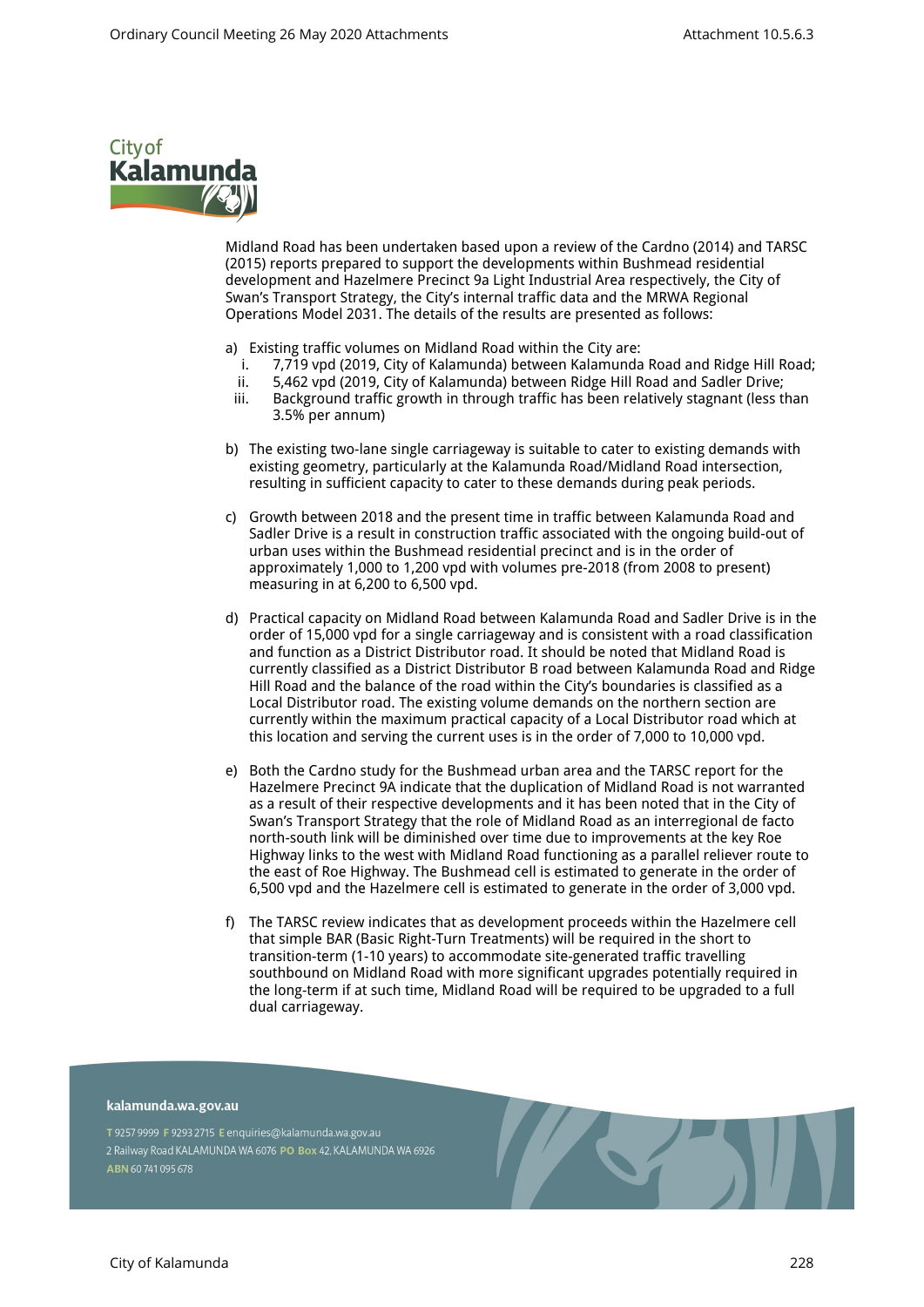Midland Road has been undertaken based upon a review of the Cardno (2014) and TARSC (2015) reports prepared to support the developments within Bushmead residential development and Hazelmere Precinct 9a Light Industrial Area respectively, the City of Swan's Transport Strategy, the City's internal traffic data and the MRWA Regional Operations Model 2031. The details of the results are presented as follows:

a) Existing traffic volumes on Midland Road within the City are:
   i. 7,719 vpd (2019, City of Kalamunda) between Kalamunda Road and Ridge Hill Road;
   ii. 5,462 vpd (2019, City of Kalamunda) between Ridge Hill Road and Sadler Drive;
   iii. Background traffic growth in through traffic has been relatively stagnant (less than 3.5% per annum)

b) The existing two-lane single carriageway is suitable to cater to existing demands with existing geometry, particularly at the Kalamunda Road/Midland Road intersection, resulting in sufficient capacity to cater to these demands during peak periods.

c) Growth between 2018 and the present time in traffic between Kalamunda Road and Sadler Drive is a result in construction traffic associated with the ongoing build-out of urban uses within the Bushmead residential precinct and is in the order of approximately 1,000 to 1,200 vpd with volumes pre-2018 (from 2008 to present) measuring in at 6,200 to 6,500 vpd.

d) Practical capacity on Midland Road between Kalamunda Road and Sadler Drive is in the order of 15,000 vpd for a single carriageway and is consistent with a road classification and function as a District Distributor road. It should be noted that Midland Road is currently classified as a District Distributor B road between Kalamunda Road and Ridge Hill Road and the balance of the road within the City's boundaries is classified as a Local Distributor road. The existing volume demands on the northern section are currently within the maximum practical capacity of a Local Distributor road which at this location and serving the current uses is in the order of 7,000 to 10,000 vpd.

e) Both the Cardno study for the Bushmead urban area and the TARSC report for the Hazelmere Precinct 9A indicate that the duplication of Midland Road is not warranted as a result of their respective developments and it has been noted that in the City of Swan's Transport Strategy that the role of Midland Road as an interregional de facto north-south link will be diminished over time due to improvements at the key Roe Highway links to the west with Midland Road functioning as a parallel reliever route to the east of Roe Highway. The Bushmead cell is estimated to generate in the order of 6,500 vpd and the Hazelmere cell is estimated to generate in the order of 3,000 vpd.

f) The TARSC review indicates that as development proceeds within the Hazelmere cell that simple BAR (Basic Right-Turn Treatments) will be required in the short to transition-term (1-10 years) to accommodate site-generated traffic travelling southbound on Midland Road with more significant upgrades potentially required in the long-term if at such time, Midland Road will be required to be upgraded to a full dual carriageway.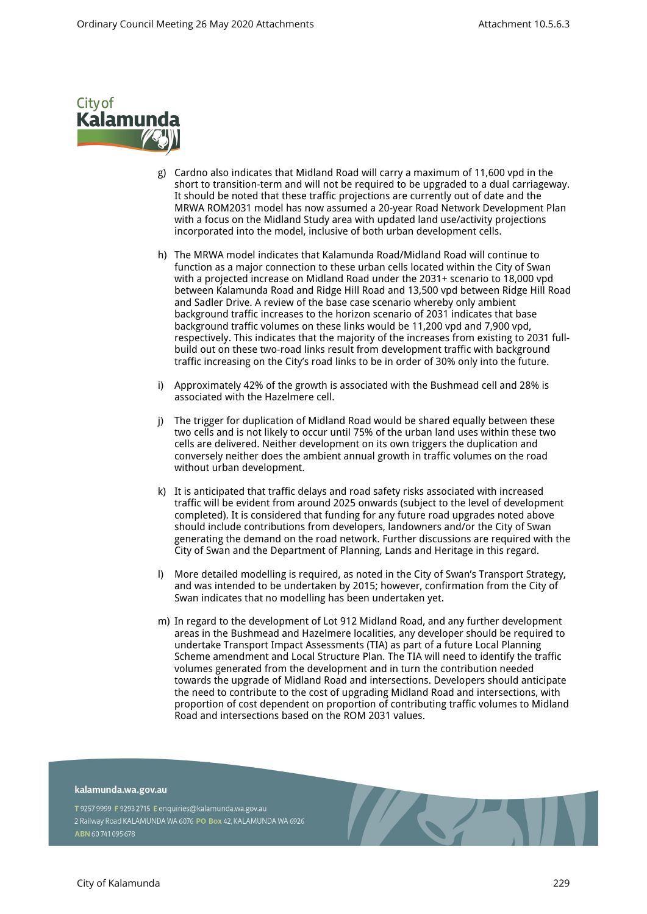g) Cardno also indicates that Midland Road will carry a maximum of 11,600 vpd in the short to transition-term and will not be required to be upgraded to a dual carriageway. It should be noted that these traffic projections are currently out of date and the MRWA ROM2031 model has now assumed a 20-year Road Network Development Plan with a focus on the Midland Study area with updated land use/activity projections incorporated into the model, inclusive of both urban development cells.

h) The MRWA model indicates that Kalamunda Road/Midland Road will continue to function as a major connection to these urban cells located within the City of Swan with a projected increase on Midland Road under the 2031+ scenario to 18,000 vpd between Kalamunda Road and Ridge Hill Road and 13,500 vpd between Ridge Hill Road and Sadler Drive. A review of the base case scenario whereby only ambient background traffic increases to the horizon scenario of 2031 indicates that base background traffic volumes on these links would be 11,200 vpd and 7,900 vpd, respectively. This indicates that the majority of the increases from existing to 2031 full-build out on these two-road links result from development traffic with background traffic increasing on the City's road links to be in order of 30% only into the future.

i) Approximately 42% of the growth is associated with the Bushmead cell and 28% is associated with the Hazelmere cell.

j) The trigger for duplication of Midland Road would be shared equally between these two cells and is not likely to occur until 75% of the urban land uses within these two cells are delivered. Neither development on its own triggers the duplication and conversely neither does the ambient annual growth in traffic volumes on the road without urban development.

k) It is anticipated that traffic delays and road safety risks associated with increased traffic will be evident from around 2025 onwards (subject to the level of development completed). It is considered that funding for any future road upgrades noted above should include contributions from developers, landowners and/or the City of Swan generating the demand on the road network. Further discussions are required with the City of Swan and the Department of Planning, Lands and Heritage in this regard.

l) More detailed modelling is required, as noted in the City of Swan's Transport Strategy, and was intended to be undertaken by 2015; however, confirmation from the City of Swan indicates that no modelling has been undertaken yet.

m) In regard to the development of Lot 912 Midland Road, and any further development areas in the Bushmead and Hazelmere localities, any developer should be required to undertake Transport Impact Assessments (TIA) as part of a future Local Planning Scheme amendment and Local Structure Plan. The TIA will need to identify the traffic volumes generated from the development and in turn the contribution needed towards the upgrade of Midland Road and intersections. Developers should anticipate the need to contribute to the cost of upgrading Midland Road and intersections, with proportion of cost dependent on proportion of contributing traffic volumes to Midland Road and intersections based on the ROM 2031 values.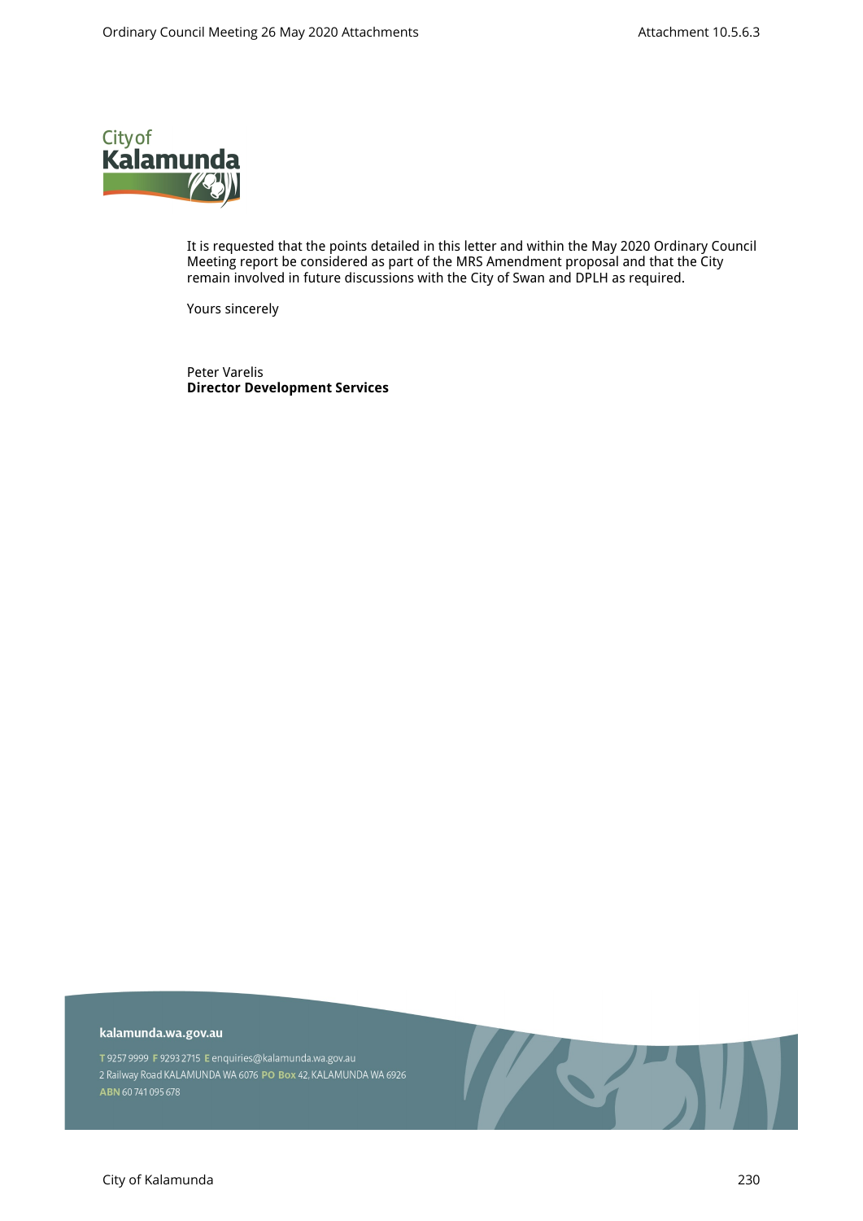It is requested that the points detailed in this letter and within the May 2020 Ordinary Council Meeting report be considered as part of the MRS Amendment proposal and that the City remain involved in future discussions with the City of Swan and DPLH as required.

Yours sincerely

Peter Varelis
**Director Development Services**

**kalamunda.wa.gov.au**

T 9257 9999 F 9293 2715 E enquiries@kalamunda.wa.gov.au
2 Railway Road KALAMUNDA WA 6076 PO Box 42, KALAMUNDA WA 6926
ABN 60 741 095 678